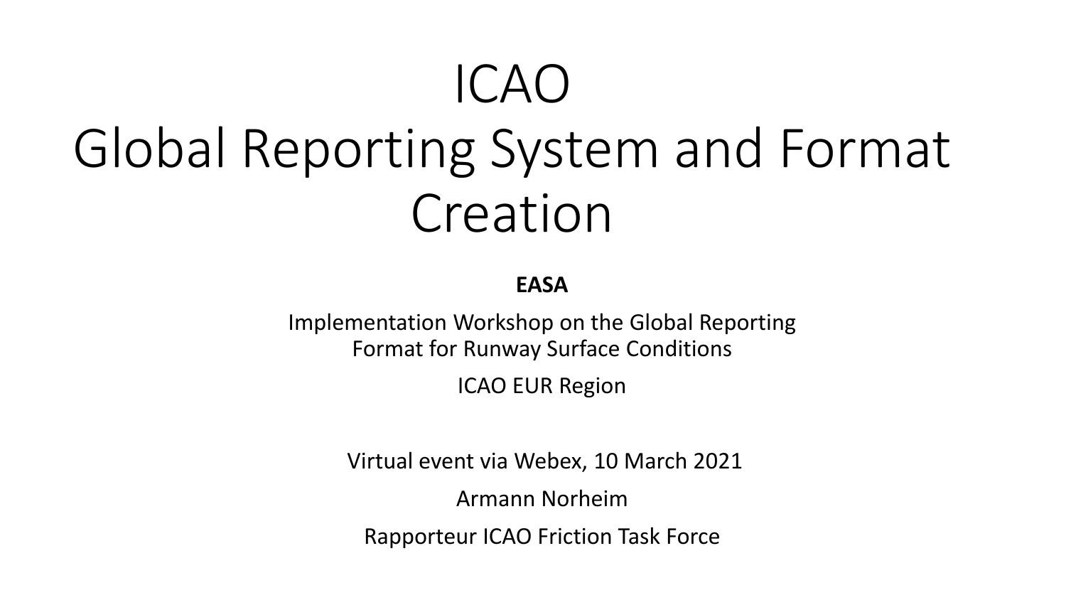# ICAO Global Reporting System and Format Creation

**EASA**

Implementation Workshop on the Global Reporting Format for Runway Surface Conditions

ICAO EUR Region

Virtual event via Webex, 10 March 2021

Armann Norheim

Rapporteur ICAO Friction Task Force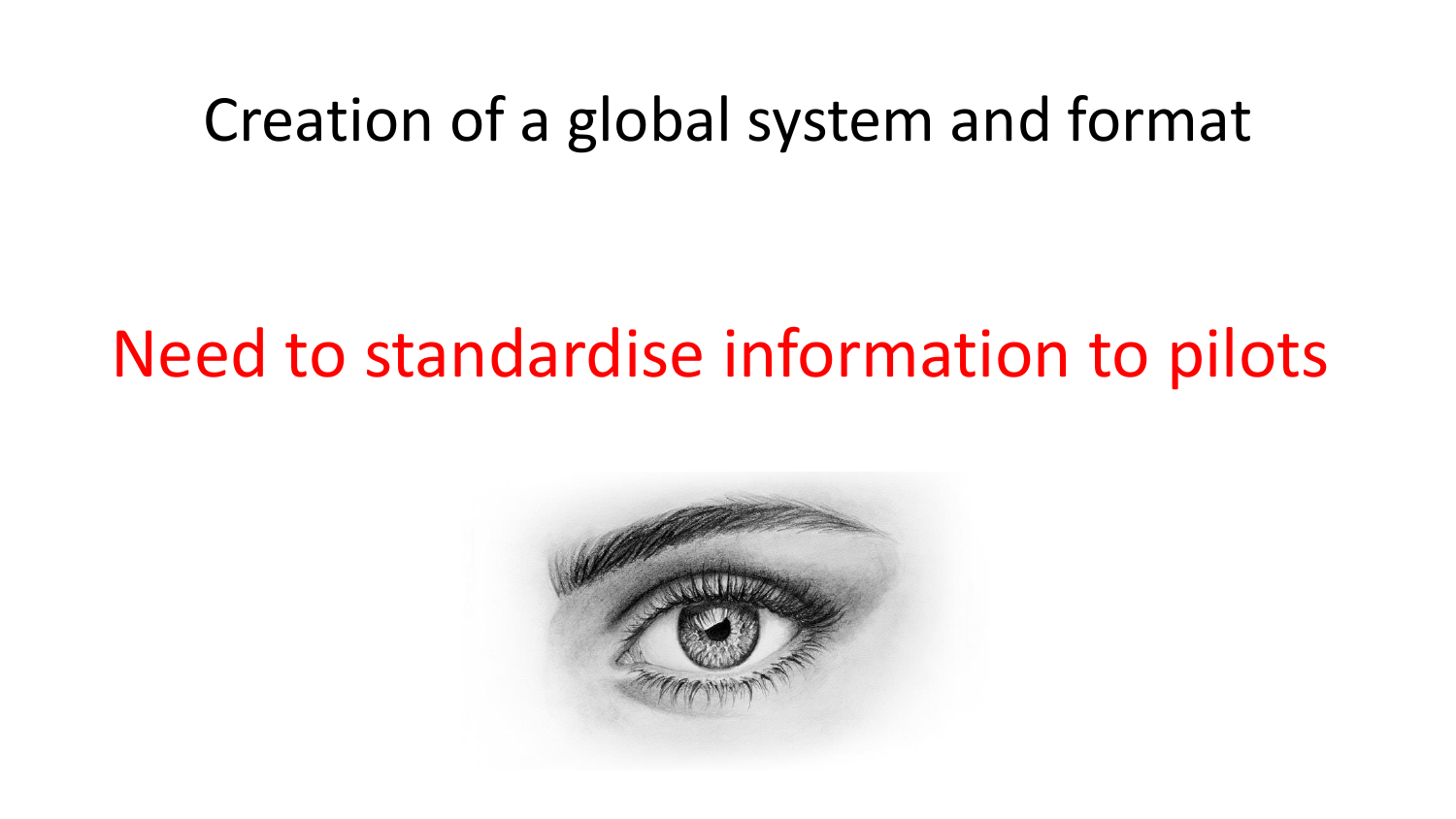# Creation of a global system and format

Need to standardise information to pilots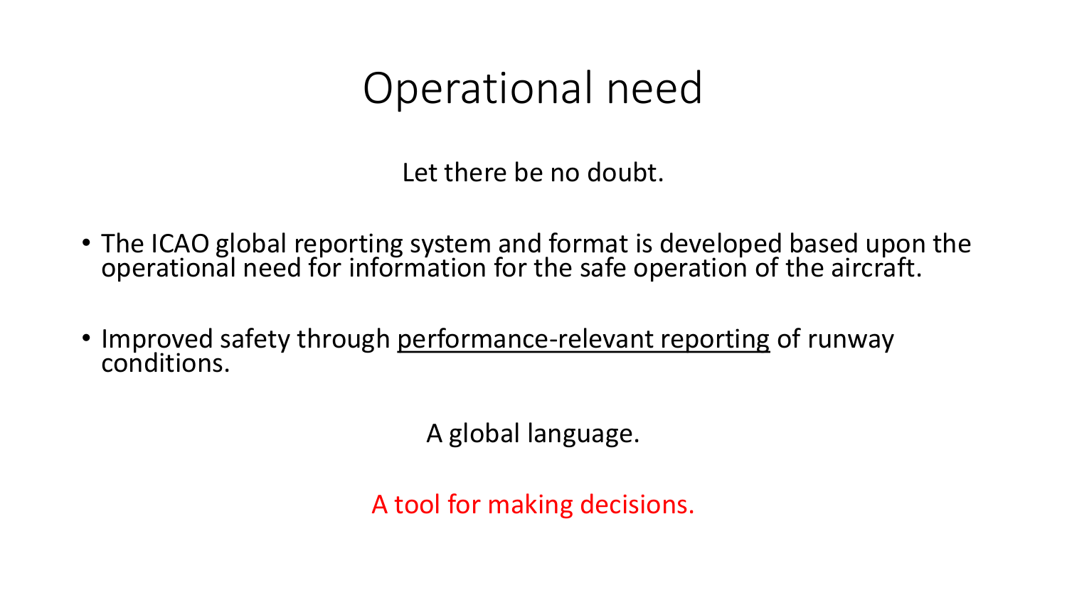# Operational need

Let there be no doubt.

- The ICAO global reporting system and format is developed based upon the operational need for information for the safe operation of the aircraft.
- Improved safety through performance-relevant reporting of runway conditions.

A global language.

A tool for making decisions.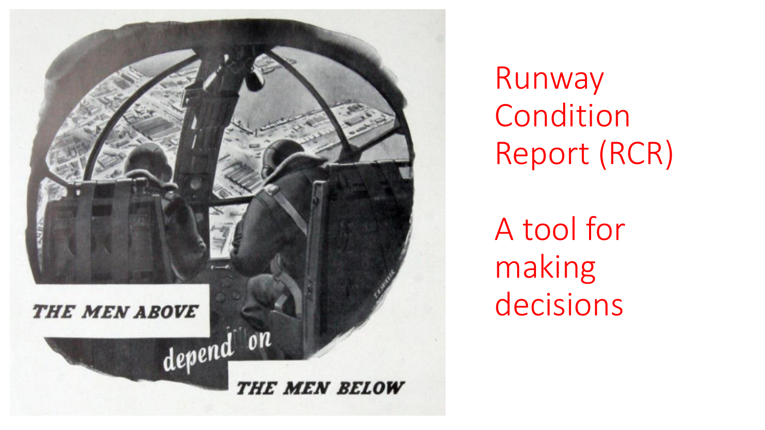# Runway Condition Report (RCR)

# A tool for making decisions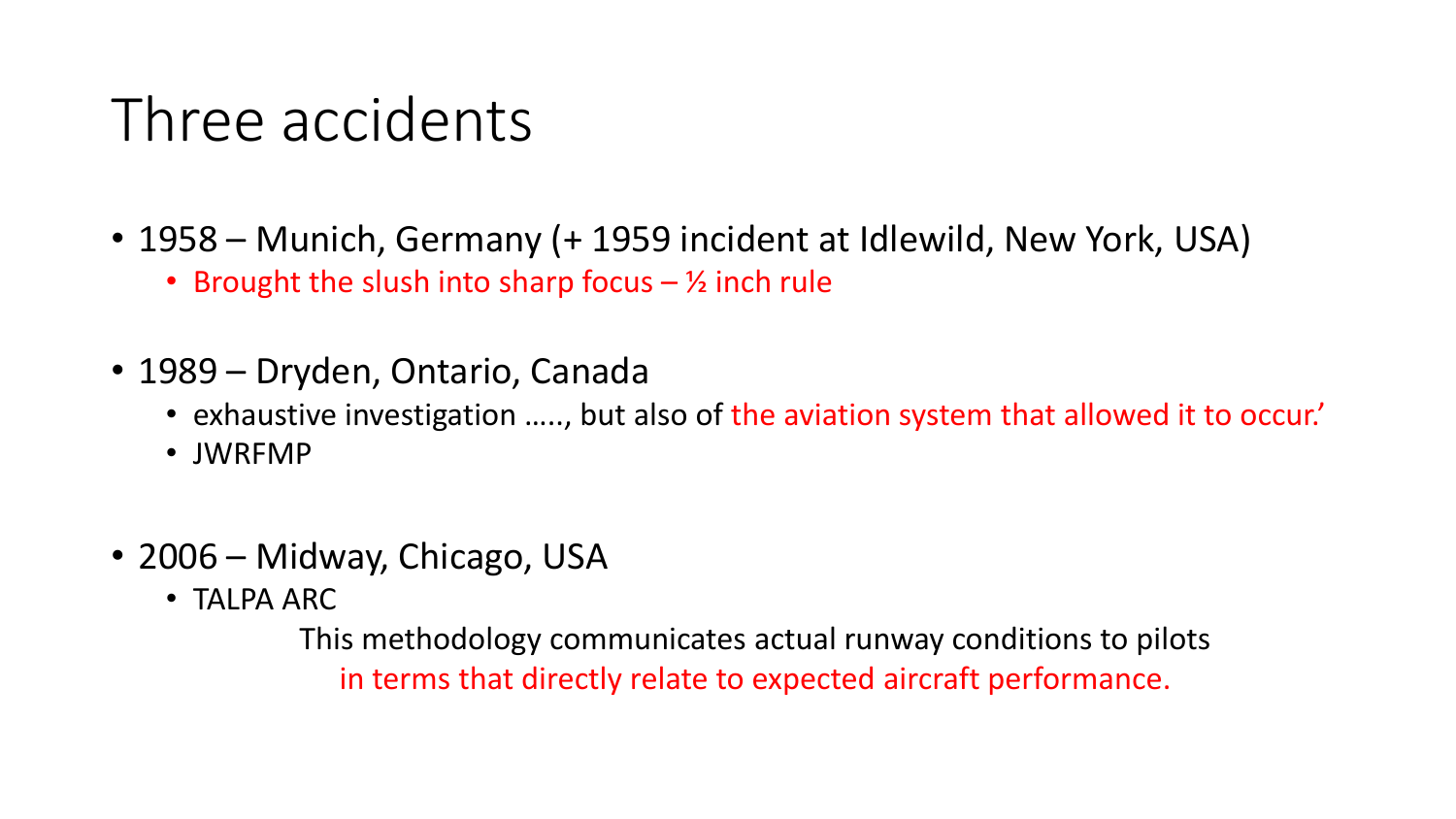# Three accidents

- 1958 – Munich, Germany (+ 1959 incident at Idlewild, New York, USA)
  - Brought the slush into sharp focus – ½ inch rule

- 1989 – Dryden, Ontario, Canada
  - exhaustive investigation ….., but also of the aviation system that allowed it to occur.'
  - JWRFMP

- 2006 – Midway, Chicago, USA
  - TALPA ARC

This methodology communicates actual runway conditions to pilots in terms that directly relate to expected aircraft performance.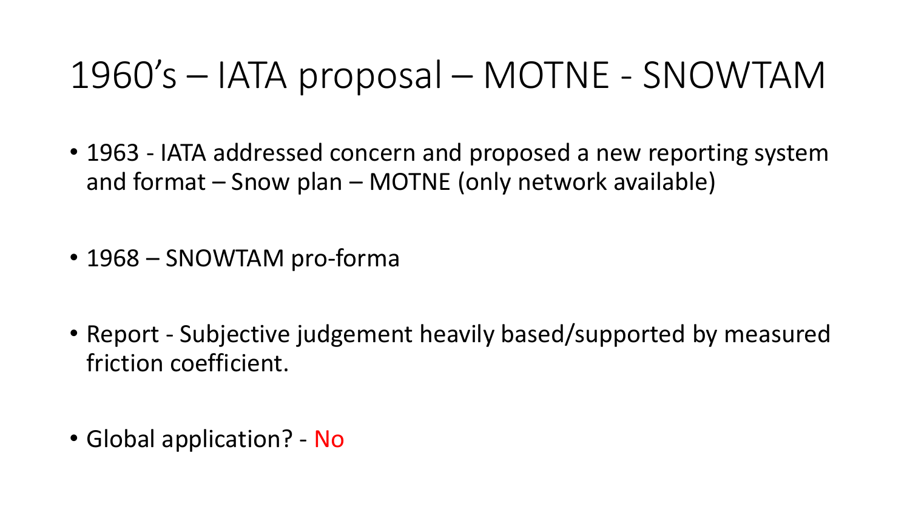# 1960's – IATA proposal – MOTNE - SNOWTAM

- 1963 - IATA addressed concern and proposed a new reporting system and format – Snow plan – MOTNE (only network available)

- 1968 – SNOWTAM pro-forma

- Report - Subjective judgement heavily based/supported by measured friction coefficient.

- Global application? - No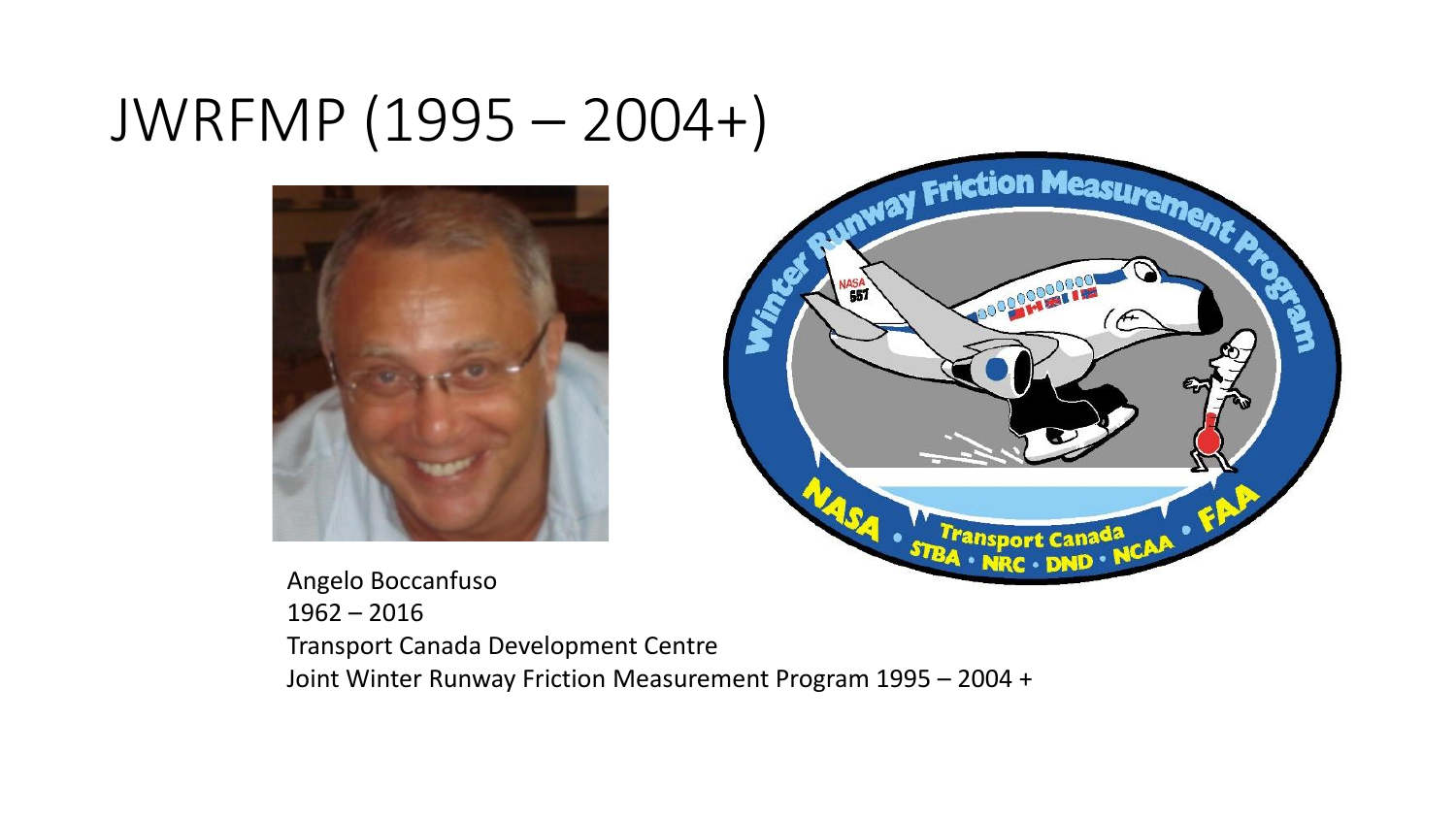# JWRFMP (1995 – 2004+)

Angelo Boccanfuso
1962 – 2016
Transport Canada Development Centre
Joint Winter Runway Friction Measurement Program 1995 – 2004 +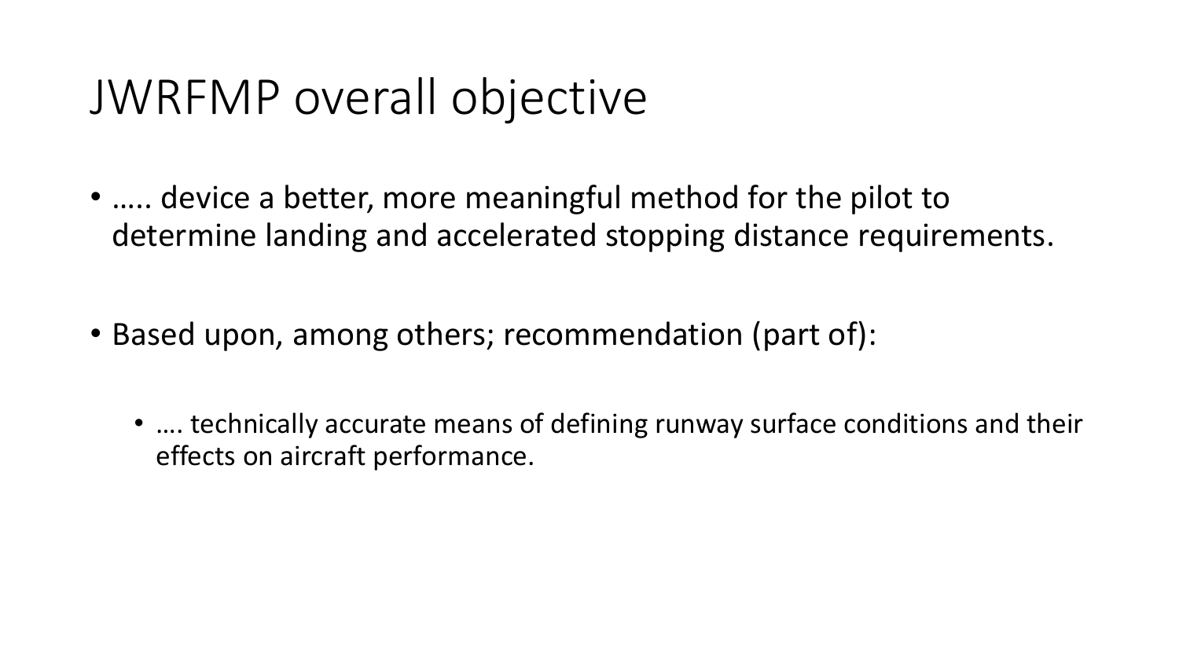# JWRFMP overall objective

- ….. device a better, more meaningful method for the pilot to determine landing and accelerated stopping distance requirements.

- Based upon, among others; recommendation (part of):

  - …. technically accurate means of defining runway surface conditions and their effects on aircraft performance.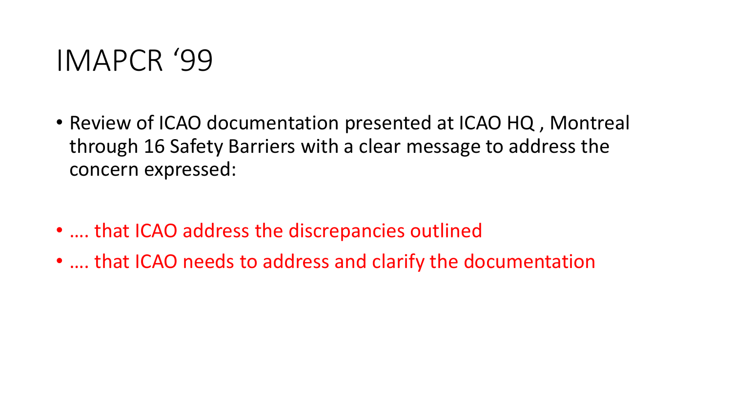# IMAPCR '99

- Review of ICAO documentation presented at ICAO HQ , Montreal through 16 Safety Barriers with a clear message to address the concern expressed:

- …. that ICAO address the discrepancies outlined
- …. that ICAO needs to address and clarify the documentation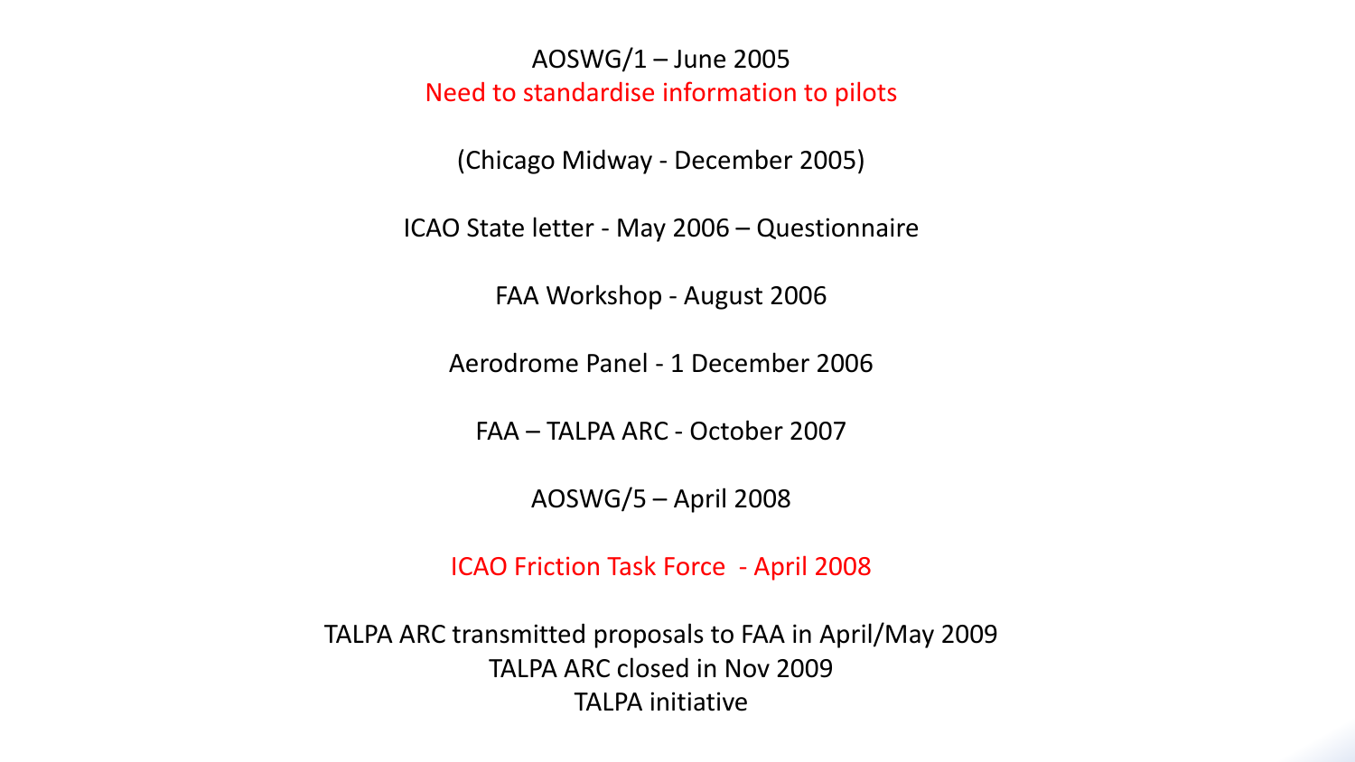AOSWG/1 – June 2005

Need to standardise information to pilots

(Chicago Midway - December 2005)

ICAO State letter - May 2006 – Questionnaire

FAA Workshop - August 2006

Aerodrome Panel - 1 December 2006

FAA – TALPA ARC - October 2007

AOSWG/5 – April 2008

ICAO Friction Task Force - April 2008

TALPA ARC transmitted proposals to FAA in April/May 2009

TALPA ARC closed in Nov 2009

TALPA initiative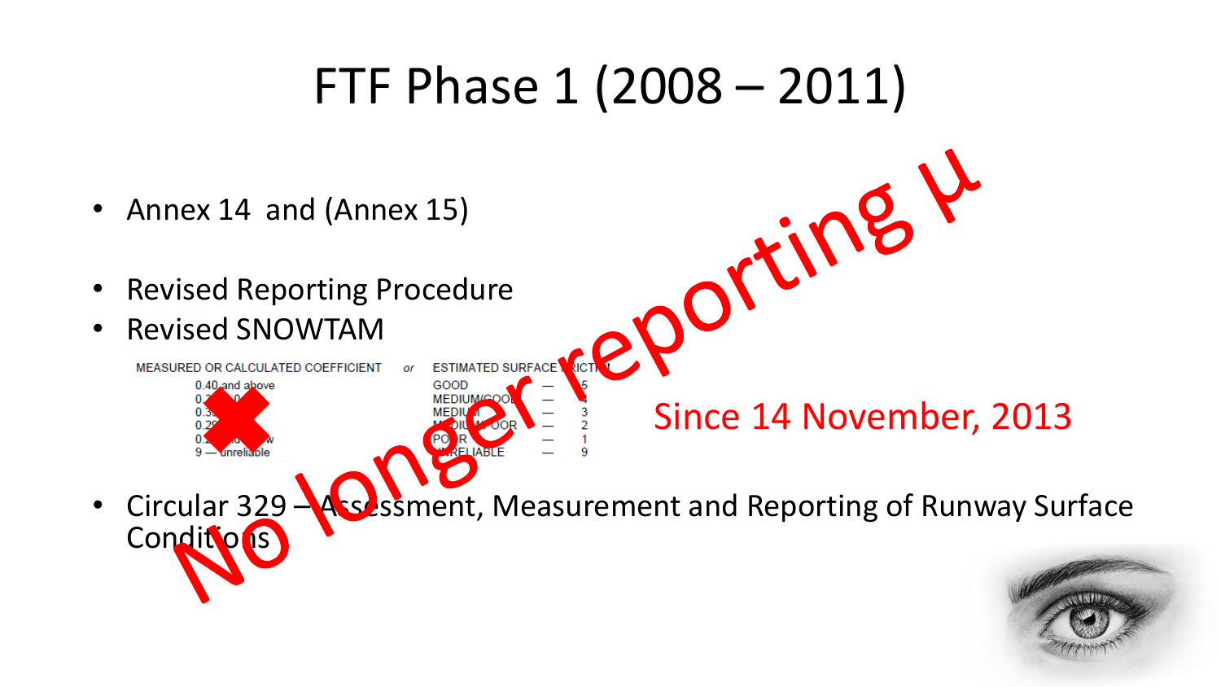# FTF Phase 1 (2008 – 2011)

- Annex 14 and (Annex 15)
- Revised Reporting Procedure
- Revised SNOWTAM

| MEASURED OR CALCULATED COEFFICIENT | or | ESTIMATED SURFACE FRICTION | | |
|---|---|---|---|---|
| 0.40 and above | | GOOD | — | 5 |
| 0.39 to 0.36 | | MEDIUM/GOOD | — | 4 |
| 0.35 to 0.30 | | MEDIUM | — | 3 |
| 0.29 to 0.26 | | MEDIUM/POOR | — | 2 |
| 0.25 and below | | POOR | — | 1 |
| 9 — unreliable | | UNRELIABLE | — | 9 |

- Circular 329 – Assessment, Measurement and Reporting of Runway Surface Conditions

No longer reporting μ

Since 14 November, 2013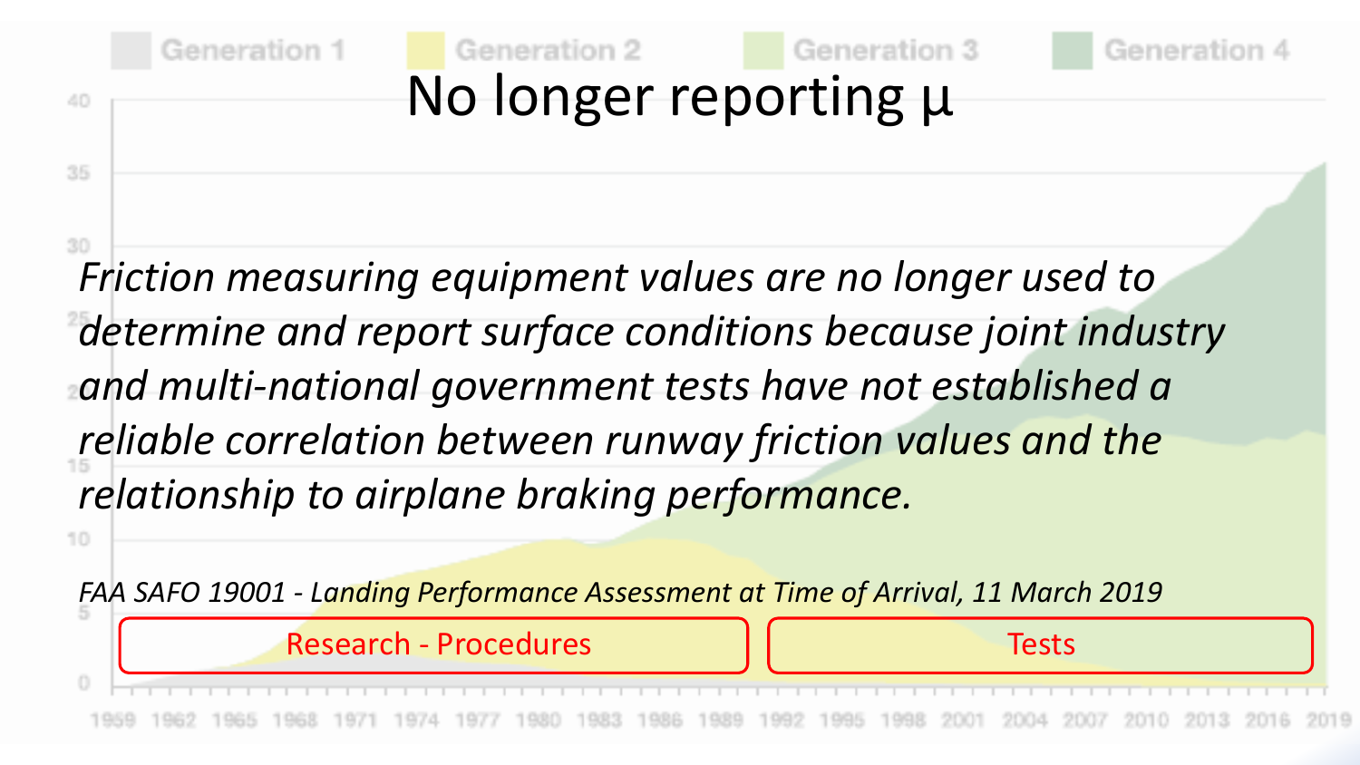# No longer reporting μ

*Friction measuring equipment values are no longer used to determine and report surface conditions because joint industry and multi-national government tests have not established a reliable correlation between runway friction values and the relationship to airplane braking performance.*

*FAA SAFO 19001 - Landing Performance Assessment at Time of Arrival, 11 March 2019*

Research - Procedures

Tests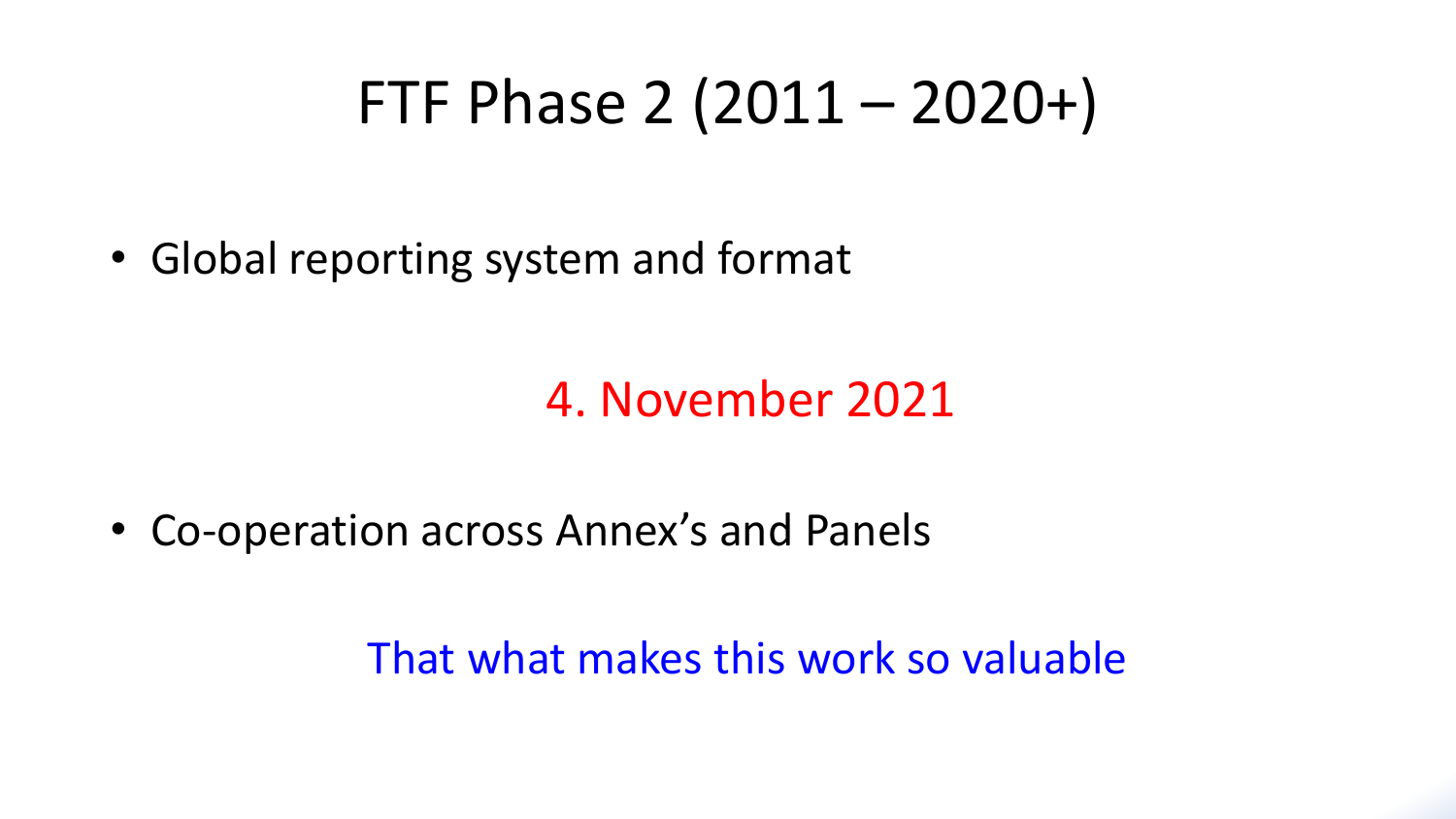# FTF Phase 2 (2011 – 2020+)

- Global reporting system and format

4. November 2021

- Co-operation across Annex’s and Panels

That what makes this work so valuable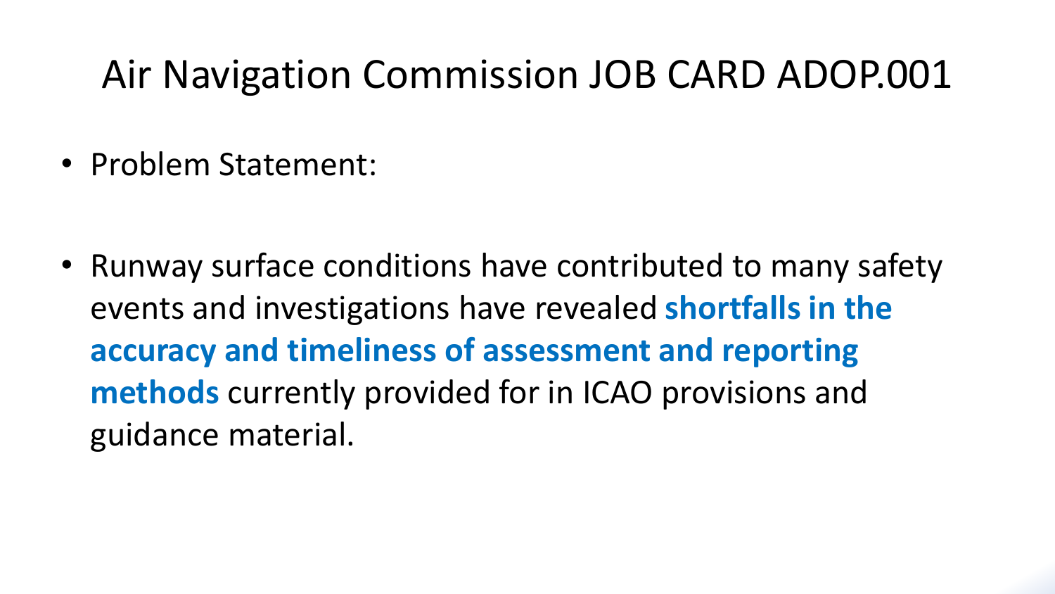# Air Navigation Commission JOB CARD ADOP.001

- Problem Statement:

- Runway surface conditions have contributed to many safety events and investigations have revealed **shortfalls in the accuracy and timeliness of assessment and reporting methods** currently provided for in ICAO provisions and guidance material.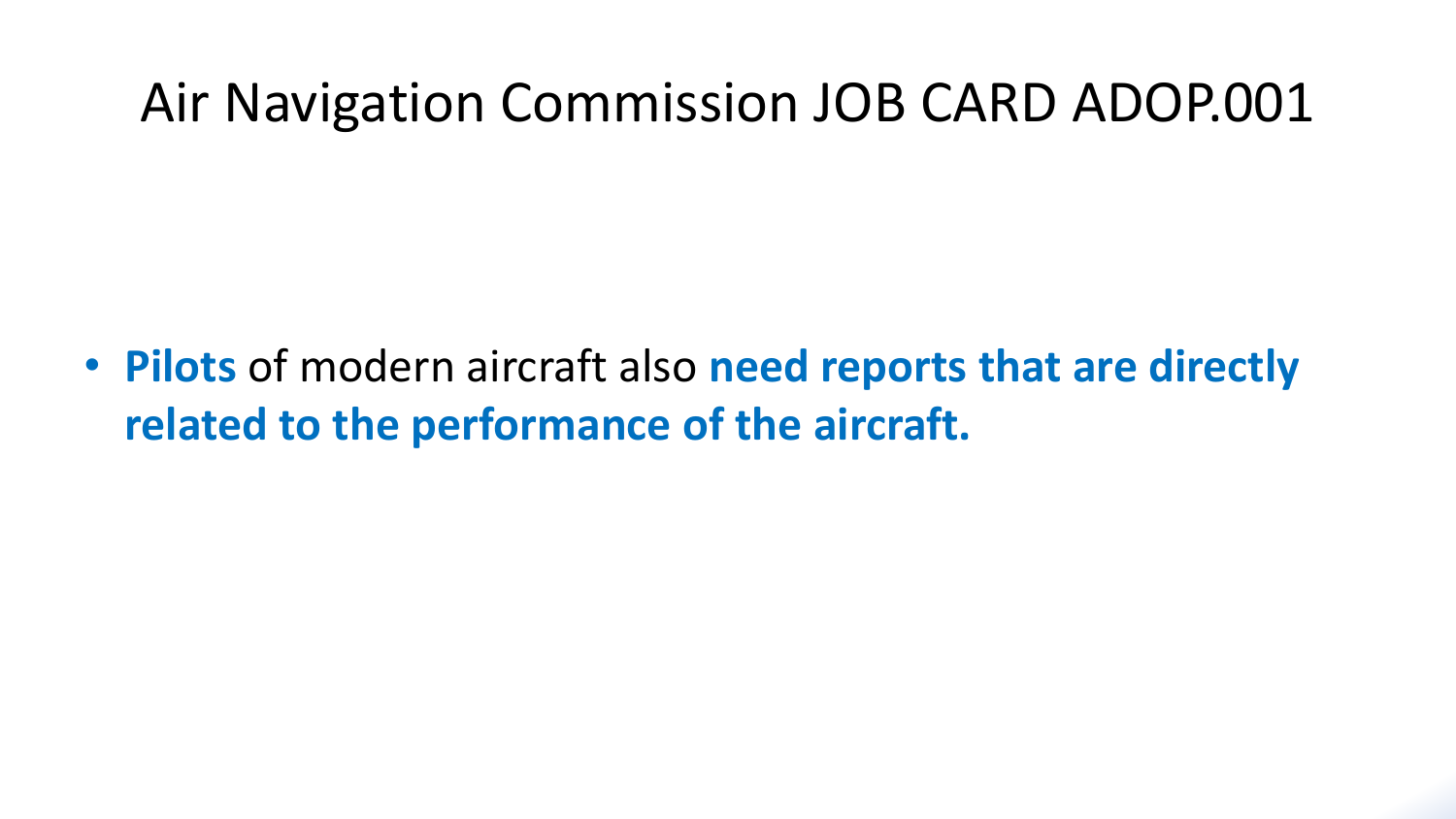# Air Navigation Commission JOB CARD ADOP.001

- **Pilots** of modern aircraft also **need reports that are directly related to the performance of the aircraft.**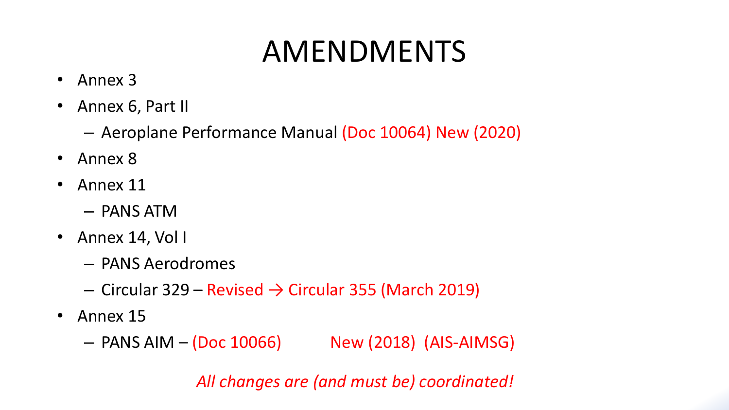# AMENDMENTS

- Annex 3
- Annex 6, Part II
  - Aeroplane Performance Manual (Doc 10064) New (2020)
- Annex 8
- Annex 11
  - PANS ATM
- Annex 14, Vol I
  - PANS Aerodromes
  - Circular 329 – Revised → Circular 355 (March 2019)
- Annex 15
  - PANS AIM – (Doc 10066) New (2018) (AIS-AIMSG)

*All changes are (and must be) coordinated!*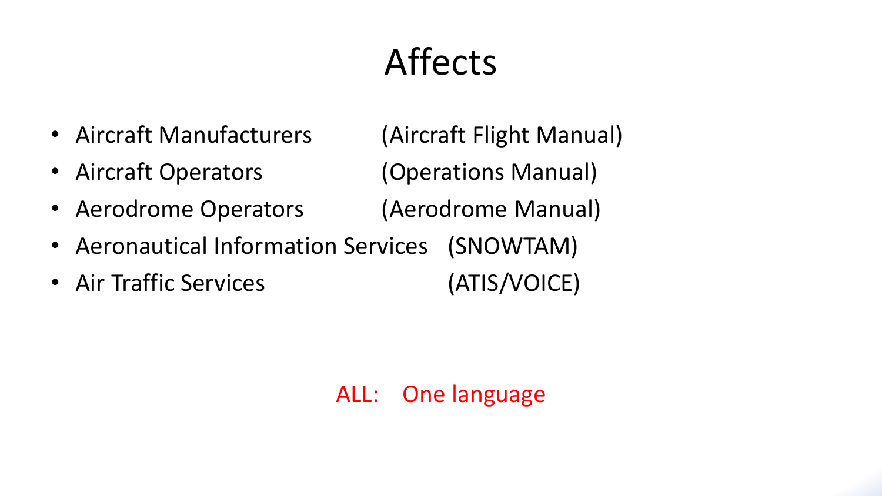# Affects

- Aircraft Manufacturers (Aircraft Flight Manual)
- Aircraft Operators (Operations Manual)
- Aerodrome Operators (Aerodrome Manual)
- Aeronautical Information Services (SNOWTAM)
- Air Traffic Services (ATIS/VOICE)

ALL: One language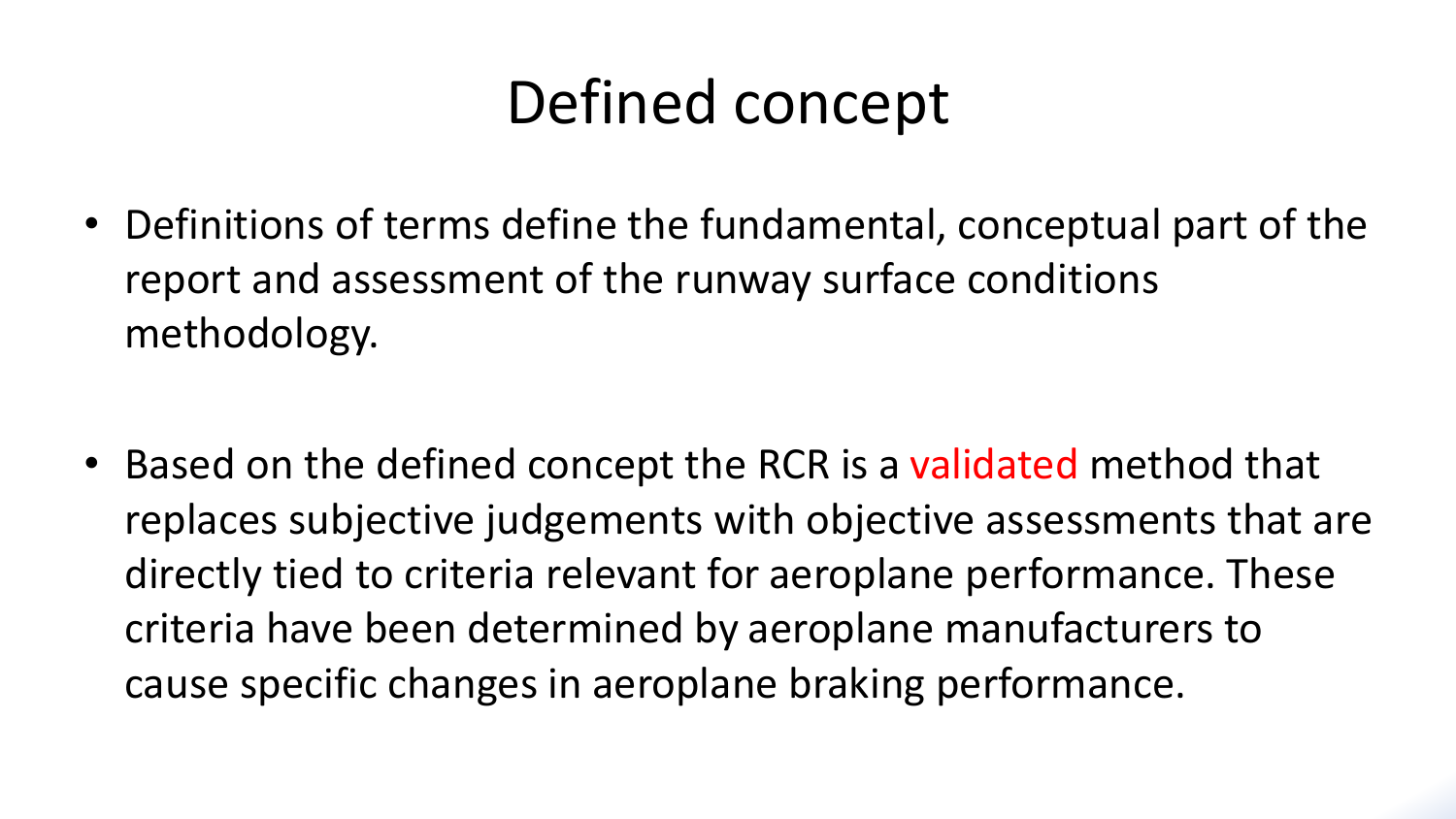# Defined concept

- Definitions of terms define the fundamental, conceptual part of the report and assessment of the runway surface conditions methodology.

- Based on the defined concept the RCR is a validated method that replaces subjective judgements with objective assessments that are directly tied to criteria relevant for aeroplane performance. These criteria have been determined by aeroplane manufacturers to cause specific changes in aeroplane braking performance.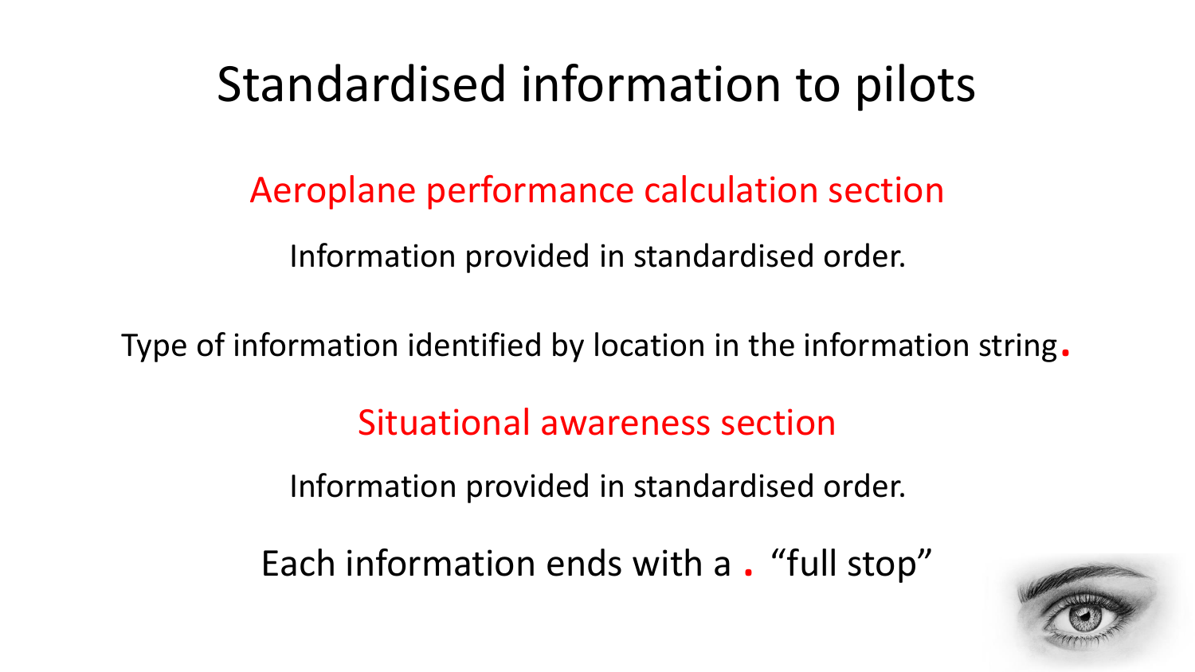# Standardised information to pilots

## Aeroplane performance calculation section

Information provided in standardised order.

Type of information identified by location in the information string.

## Situational awareness section

Information provided in standardised order.

Each information ends with a . “full stop”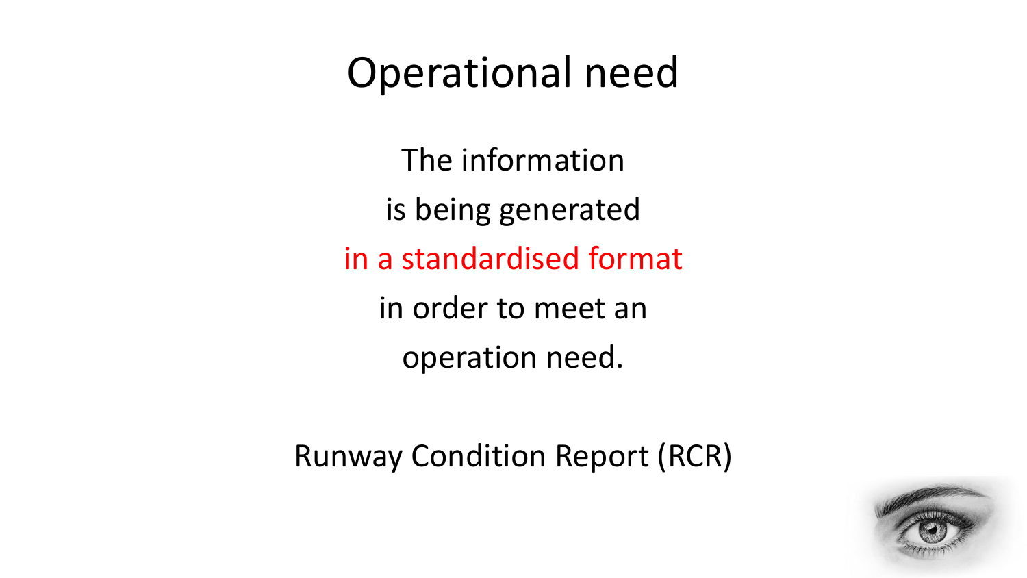# Operational need

The information

is being generated

in a standardised format

in order to meet an

operation need.

Runway Condition Report (RCR)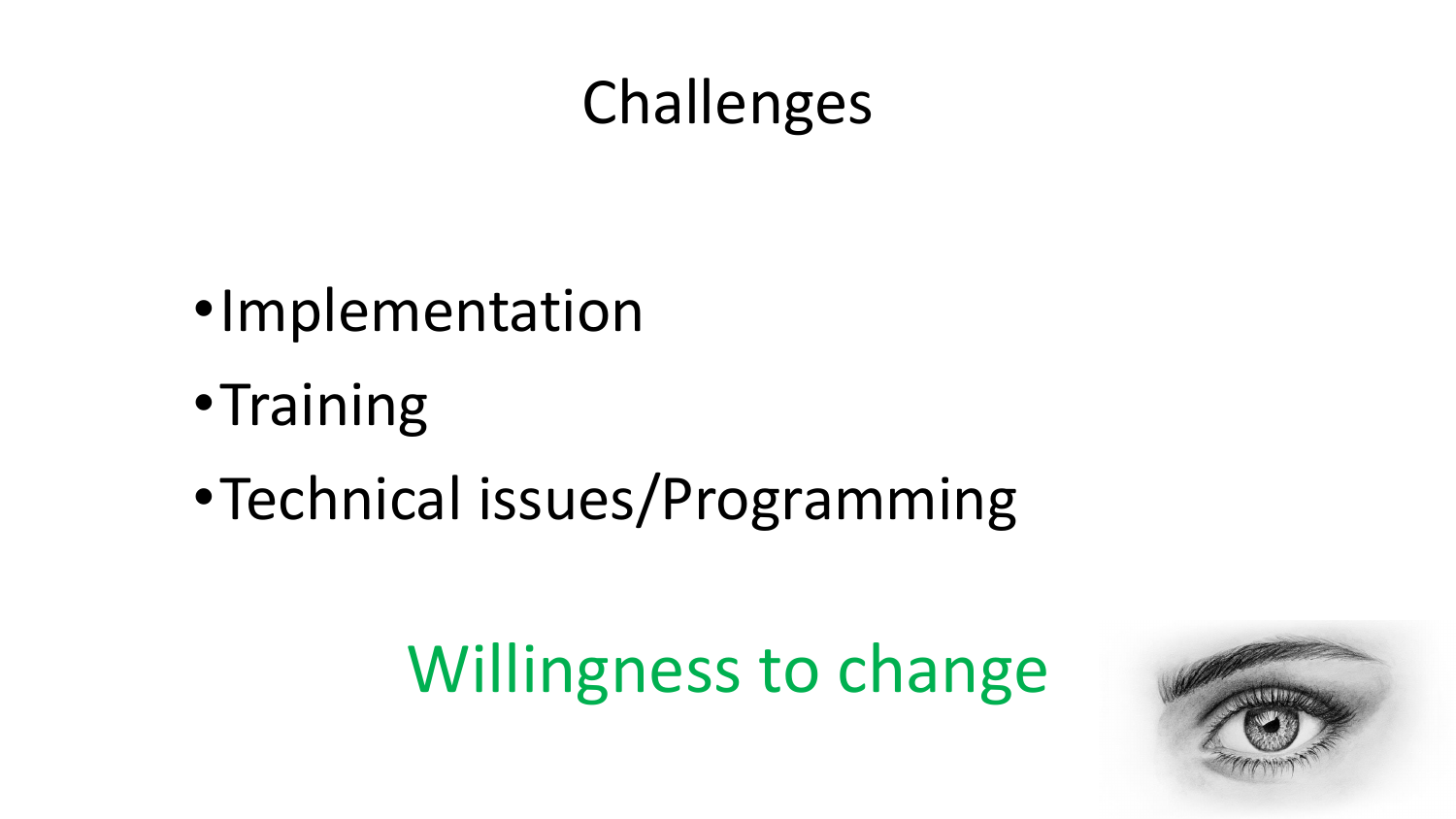# Challenges

- Implementation
- Training
- Technical issues/Programming

Willingness to change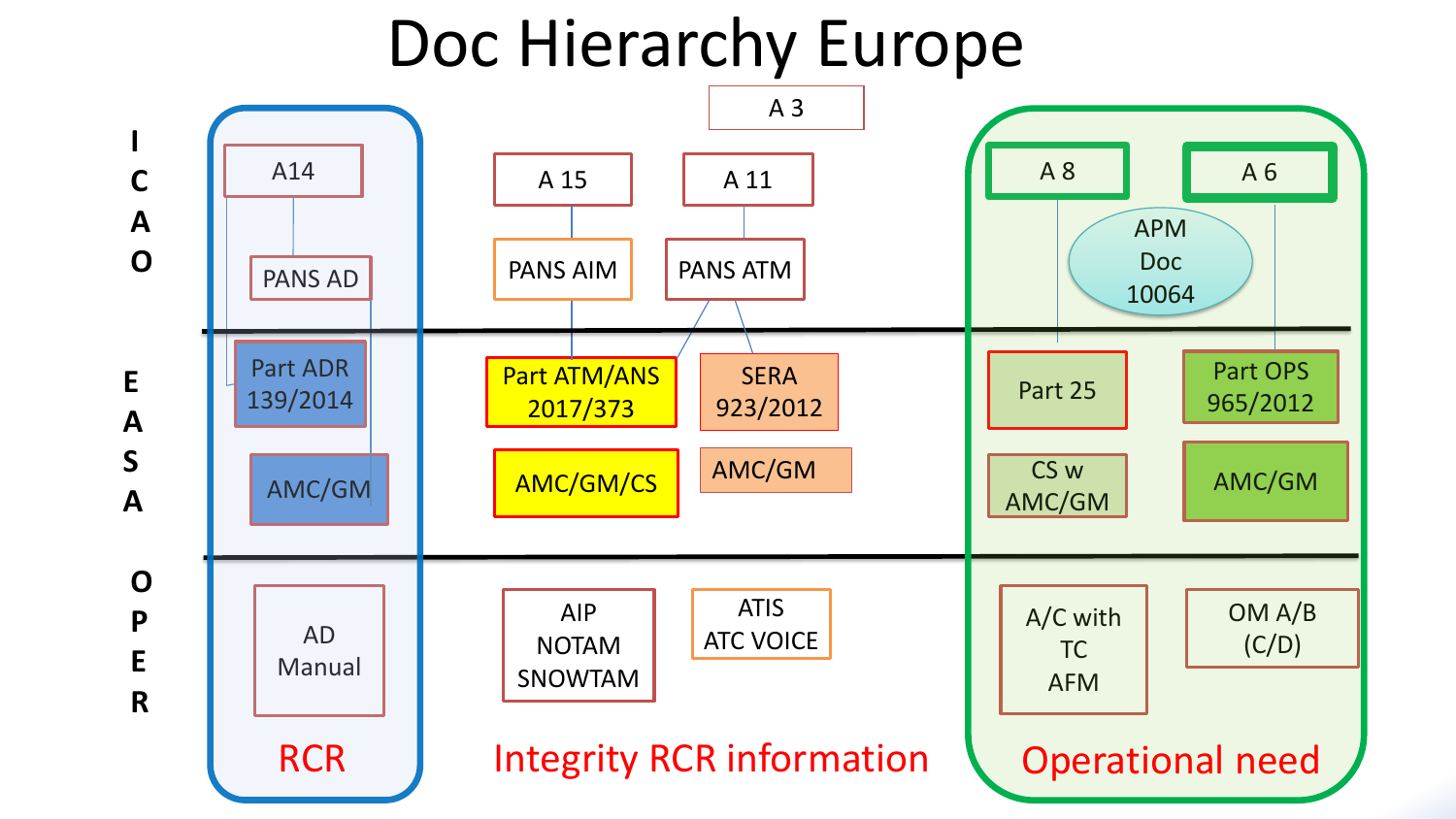# Doc Hierarchy Europe

A 3

**ICAO**

A14

PANS AD

A 15

PANS AIM

A 11

PANS ATM

A 8

A 6

APM Doc 10064

**EASA**

Part ADR 139/2014

AMC/GM

Part ATM/ANS 2017/373

AMC/GM/CS

SERA 923/2012

AMC/GM

Part 25

CS w AMC/GM

Part OPS 965/2012

AMC/GM

**OPER**

AD Manual

AIP NOTAM SNOWTAM

ATIS ATC VOICE

A/C with TC AFM

OM A/B (C/D)

RCR

Integrity RCR information

Operational need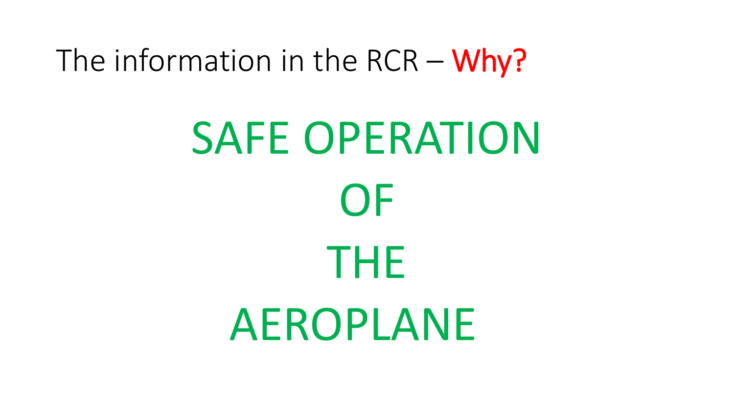# The information in the RCR – Why?

SAFE OPERATION

OF

THE

AEROPLANE